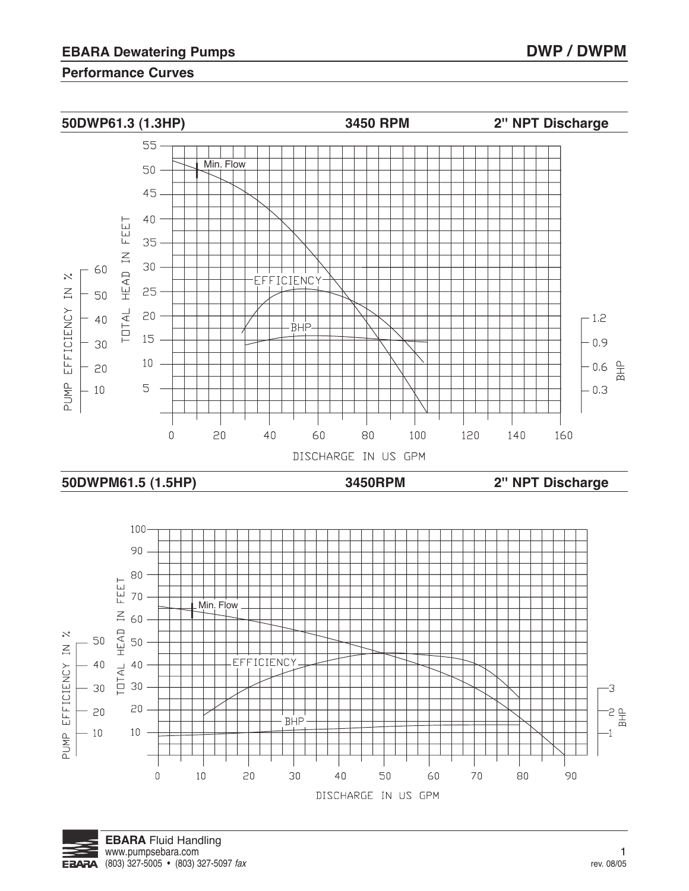## EBARA Dewatering Pumps

## DWP / DWPM

### Performance Curves

**50DWP61.3 (1.3HP)** — **3450 RPM** — **2" NPT Discharge**

Min. Flow

EFFICIENCY

BHP

TOTAL HEAD IN FEET: 5, 10, 15, 20, 25, 30, 35, 40, 45, 50, 55

PUMP EFFICIENCY IN %: 10, 20, 30, 40, 50, 60

BHP: 0.3, 0.6, 0.9, 1.2

DISCHARGE IN US GPM: 0, 20, 40, 60, 80, 100, 120, 140, 160

**50DWPM61.5 (1.5HP)** — **3450RPM** — **2" NPT Discharge**

Min. Flow

EFFICIENCY

BHP

TOTAL HEAD IN FEET: 10, 20, 30, 40, 50, 60, 70, 80, 90, 100

PUMP EFFICIENCY IN %: 10, 20, 30, 40, 50

BHP: 1, 2, 3

DISCHARGE IN US GPM: 0, 10, 20, 30, 40, 50, 60, 70, 80, 90

**EBARA** Fluid Handling
www.pumpsebara.com
(803) 327-5005 • (803) 327-5097 *fax*

rev. 08/05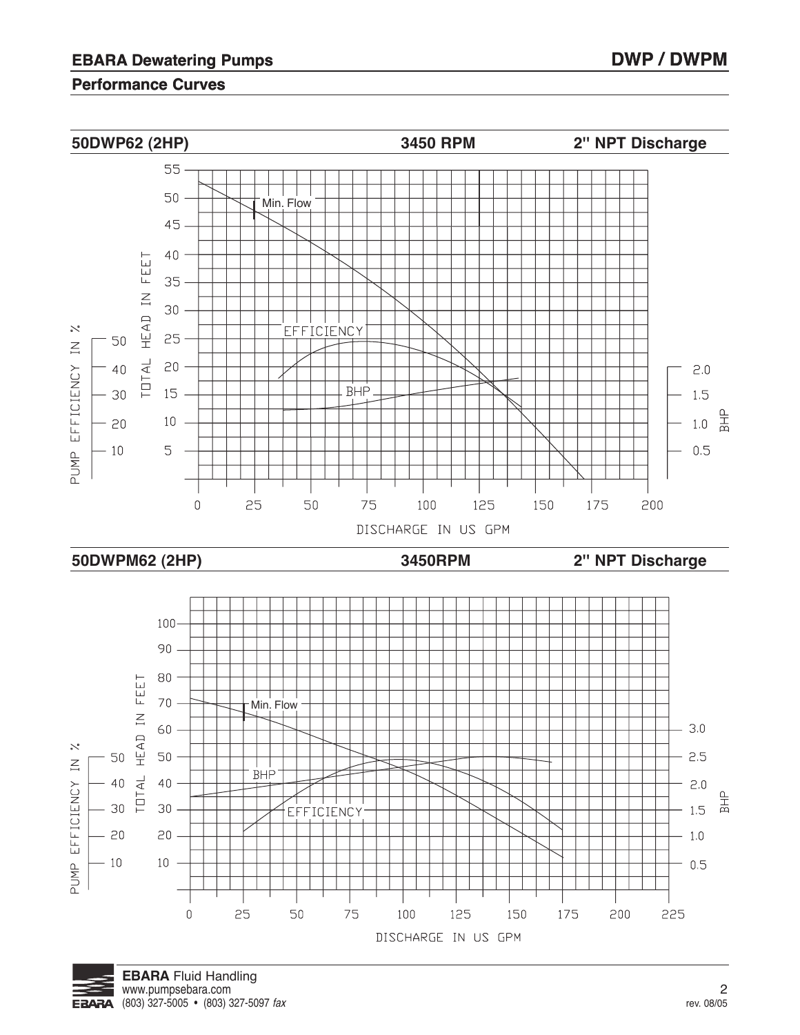## EBARA Dewatering Pumps

### Performance Curves

**50DWP62 (2HP)** **3450 RPM** **2" NPT Discharge**

Min. Flow

EFFICIENCY

BHP

TOTAL HEAD IN FEET: 5, 10, 15, 20, 25, 30, 35, 40, 45, 50, 55

PUMP EFFICIENCY IN %: 10, 20, 30, 40, 50

BHP: 0.5, 1.0, 1.5, 2.0

DISCHARGE IN US GPM: 0, 25, 50, 75, 100, 125, 150, 175, 200

**50DWPM62 (2HP)** **3450RPM** **2" NPT Discharge**

Min. Flow

BHP

EFFICIENCY

TOTAL HEAD IN FEET: 10, 20, 30, 40, 50, 60, 70, 80, 90, 100

PUMP EFFICIENCY IN %: 10, 20, 30, 40, 50

BHP: 0.5, 1.0, 1.5, 2.0, 2.5, 3.0

DISCHARGE IN US GPM: 0, 25, 50, 75, 100, 125, 150, 175, 200, 225

**EBARA** Fluid Handling
www.pumpsebara.com
(803) 327-5005 • (803) 327-5097 *fax*

rev. 08/05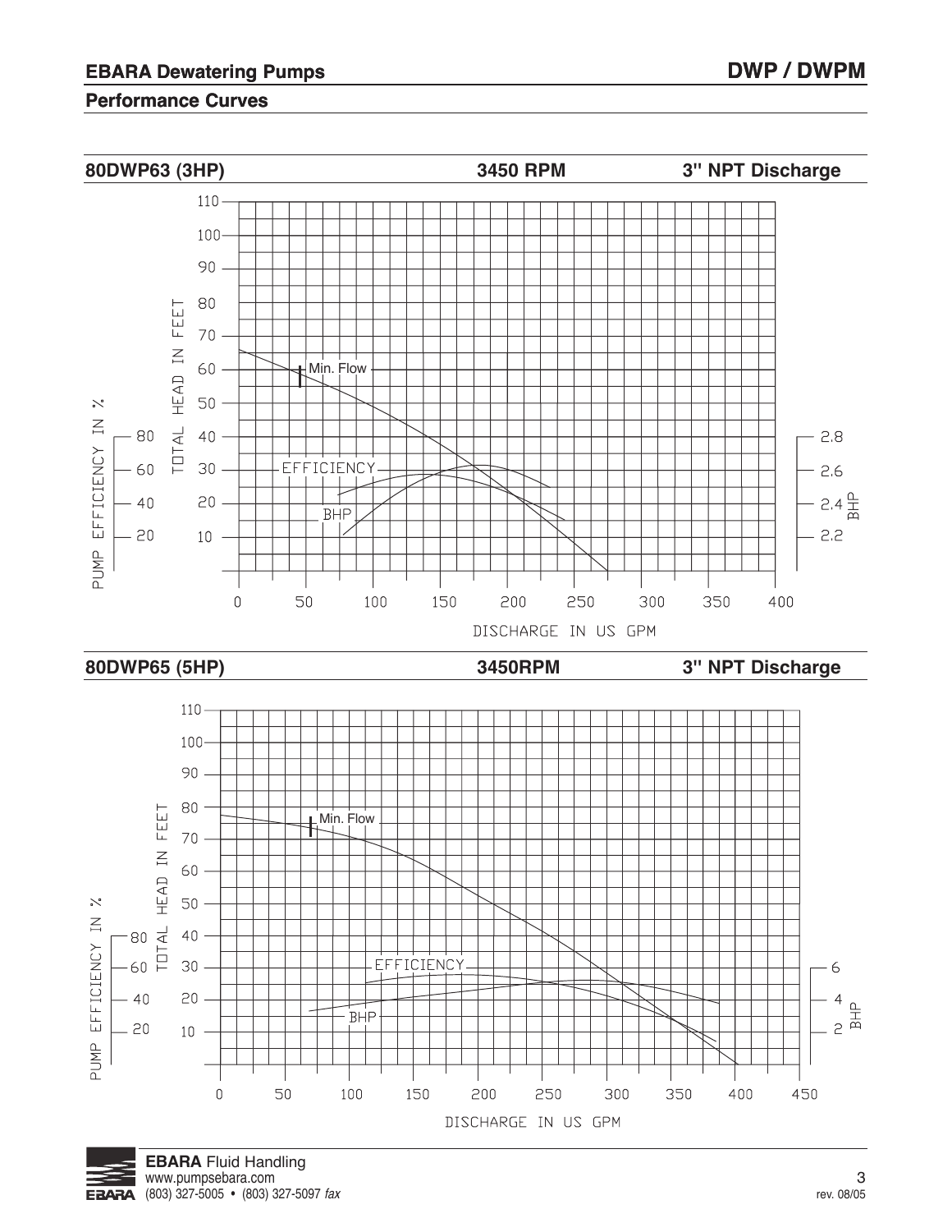## Performance Curves

**80DWP63 (3HP)** **3450 RPM** **3" NPT Discharge**

TOTAL HEAD IN FEET: 110, 100, 90, 80, 70, 60, 50, 40, 30, 20, 10

PUMP EFFICIENCY IN %: 80, 60, 40, 20

BHP: 2.8, 2.6, 2.4, 2.2

Min. Flow

EFFICIENCY

BHP

DISCHARGE IN US GPM: 0, 50, 100, 150, 200, 250, 300, 350, 400

**80DWP65 (5HP)** **3450RPM** **3" NPT Discharge**

TOTAL HEAD IN FEET: 110, 100, 90, 80, 70, 60, 50, 40, 30, 20, 10

PUMP EFFICIENCY IN %: 80, 60, 40, 20

BHP: 6, 4, 2

Min. Flow

EFFICIENCY

BHP

DISCHARGE IN US GPM: 0, 50, 100, 150, 200, 250, 300, 350, 400, 450

**EBARA** Fluid Handling
www.pumpsebara.com
(803) 327-5005 • (803) 327-5097 *fax*

rev. 08/05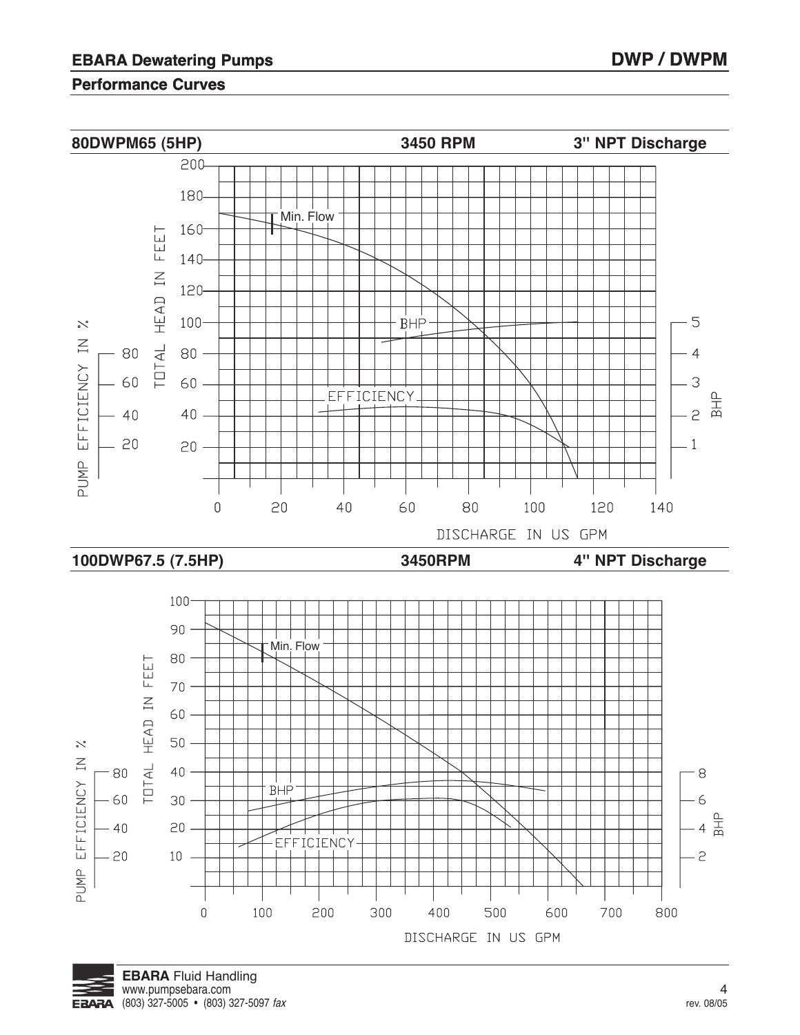## Performance Curves

**80DWPM65 (5HP)** **3450 RPM** **3" NPT Discharge**

**100DWP67.5 (7.5HP)** **3450RPM** **4" NPT Discharge**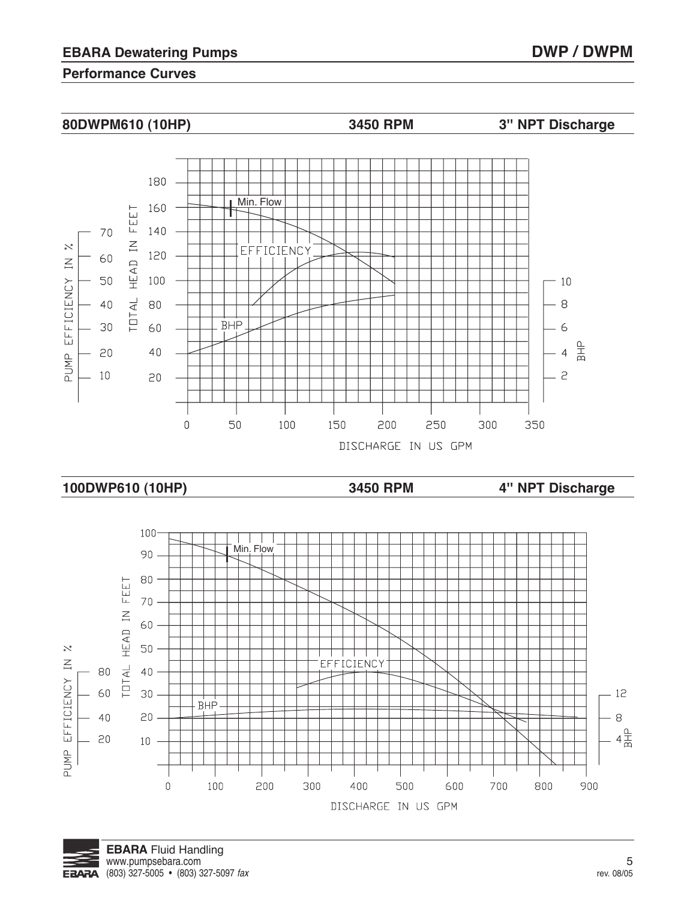## Performance Curves

**80DWPM610 (10HP)** | **3450 RPM** | **3" NPT Discharge**

Min. Flow

EFFICIENCY

BHP

TOTAL HEAD IN FEET: 20, 40, 60, 80, 100, 120, 140, 160, 180

PUMP EFFICIENCY IN %: 10, 20, 30, 40, 50, 60, 70

BHP: 2, 4, 6, 8, 10

DISCHARGE IN US GPM: 0, 50, 100, 150, 200, 250, 300, 350

**100DWP610 (10HP)** | **3450 RPM** | **4" NPT Discharge**

Min. Flow

EFFICIENCY

BHP

TOTAL HEAD IN FEET: 10, 20, 30, 40, 50, 60, 70, 80, 90, 100

PUMP EFFICIENCY IN %: 20, 40, 60, 80

BHP: 4, 8, 12

DISCHARGE IN US GPM: 0, 100, 200, 300, 400, 500, 600, 700, 800, 900

**EBARA** Fluid Handling
www.pumpsebara.com
(803) 327-5005 • (803) 327-5097 *fax*

rev. 08/05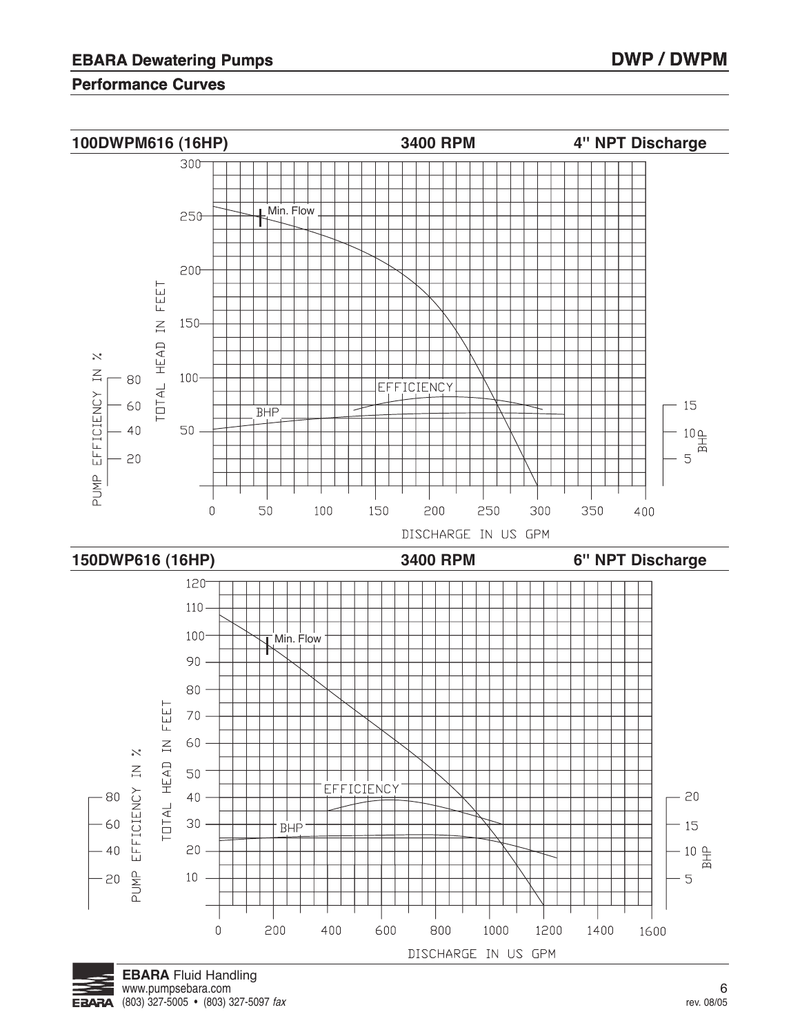## EBARA Dewatering Pumps — DWP / DWPM

### Performance Curves

**100DWPM616 (16HP)** — **3400 RPM** — **4" NPT Discharge**

TOTAL HEAD IN FEET: 50, 100, 150, 200, 250, 300

PUMP EFFICIENCY IN %: 20, 40, 60, 80

BHP: 5, 10, 15

DISCHARGE IN US GPM: 0, 50, 100, 150, 200, 250, 300, 350, 400

Min. Flow

EFFICIENCY

BHP

**150DWP616 (16HP)** — **3400 RPM** — **6" NPT Discharge**

TOTAL HEAD IN FEET: 10, 20, 30, 40, 50, 60, 70, 80, 90, 100, 110, 120

PUMP EFFICIENCY IN %: 20, 40, 60, 80

BHP: 5, 10, 15, 20

DISCHARGE IN US GPM: 0, 200, 400, 600, 800, 1000, 1200, 1400, 1600

Min. Flow

EFFICIENCY

BHP

**EBARA** Fluid Handling
www.pumpsebara.com
(803) 327-5005 • (803) 327-5097 *fax*

rev. 08/05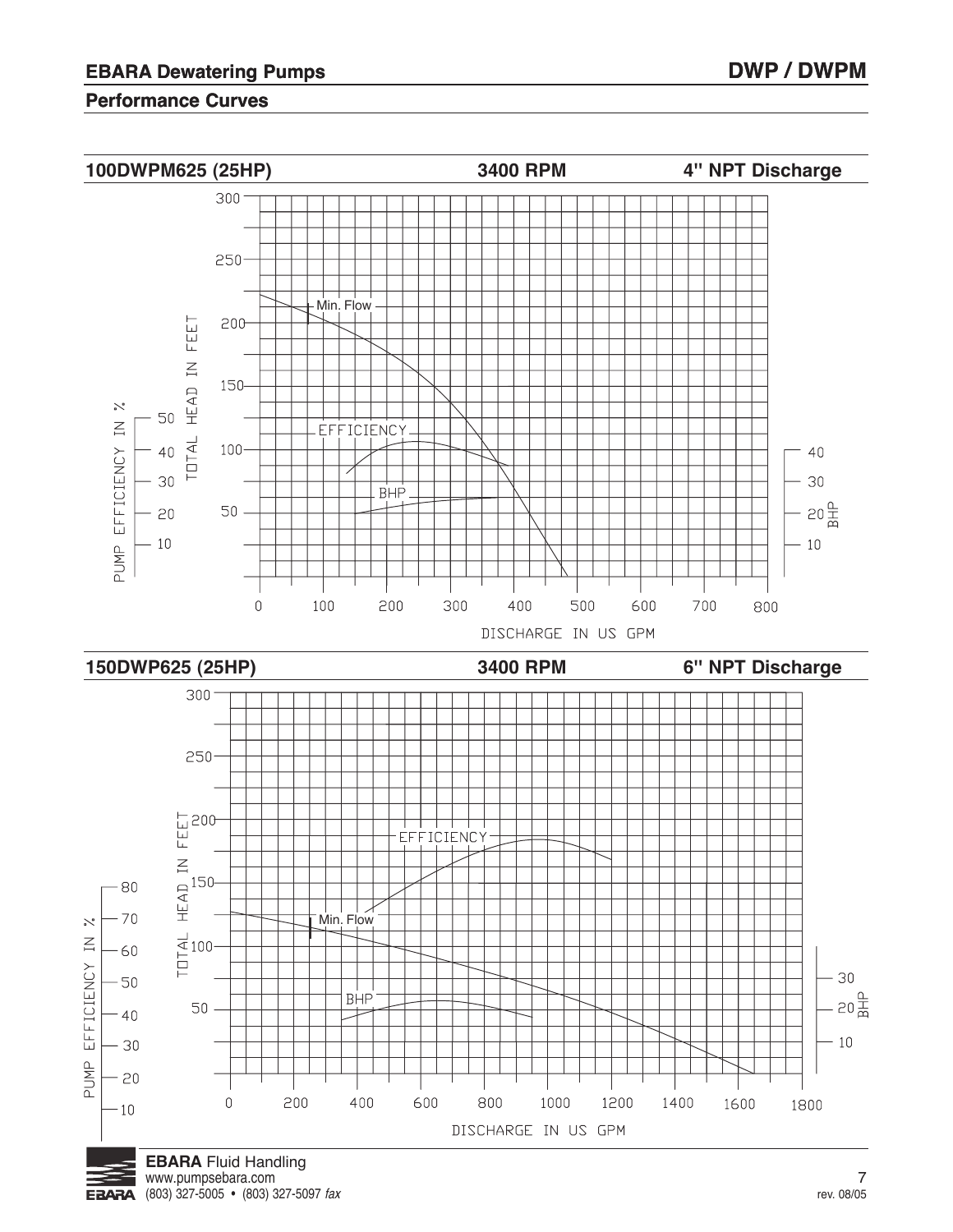## EBARA Dewatering Pumps — DWP / DWPM

### Performance Curves

**100DWPM625 (25HP)** | **3400 RPM** | **4" NPT Discharge**

TOTAL HEAD IN FEET: 50, 100, 150, 200, 250, 300

PUMP EFFICIENCY IN %: 10, 20, 30, 40, 50

BHP: 10, 20, 30, 40

DISCHARGE IN US GPM: 0, 100, 200, 300, 400, 500, 600, 700, 800

Min. Flow

EFFICIENCY

BHP

**150DWP625 (25HP)** | **3400 RPM** | **6" NPT Discharge**

TOTAL HEAD IN FEET: 50, 100, 150, 200, 250, 300

PUMP EFFICIENCY IN %: 10, 20, 30, 40, 50, 60, 70, 80

BHP: 10, 20, 30

DISCHARGE IN US GPM: 0, 200, 400, 600, 800, 1000, 1200, 1400, 1600, 1800

EFFICIENCY

Min. Flow

BHP

**EBARA** Fluid Handling
www.pumpsebara.com
(803) 327-5005 • (803) 327-5097 *fax*

rev. 08/05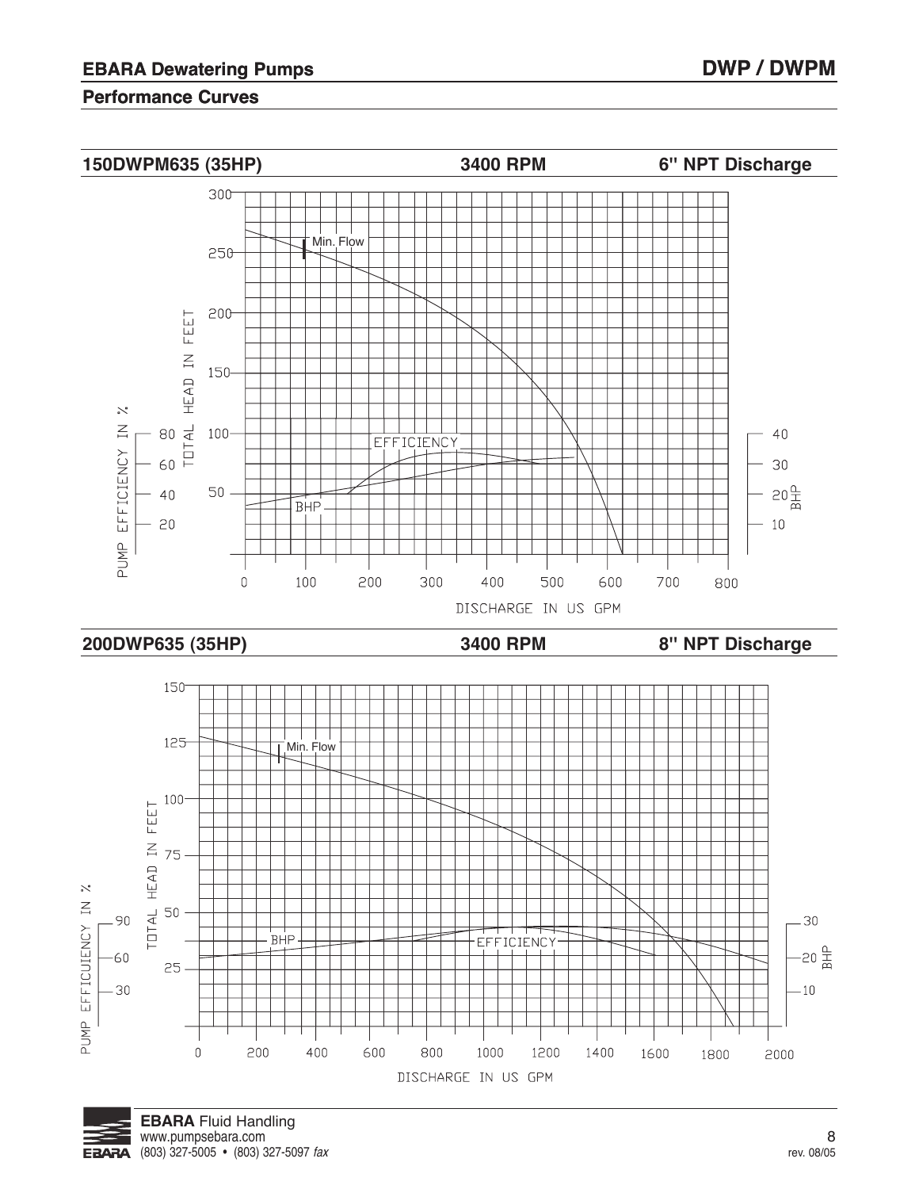## EBARA Dewatering Pumps

## DWP / DWPM

### Performance Curves

**150DWPM635 (35HP)** **3400 RPM** **6" NPT Discharge**

Min. Flow

EFFICIENCY

BHP

TOTAL HEAD IN FEET: 50, 100, 150, 200, 250, 300

PUMP EFFICIENCY IN %: 20, 40, 60, 80

BHP: 10, 20, 30, 40

DISCHARGE IN US GPM: 0, 100, 200, 300, 400, 500, 600, 700, 800

**200DWP635 (35HP)** **3400 RPM** **8" NPT Discharge**

Min. Flow

BHP

EFFICIENCY

TOTAL HEAD IN FEET: 25, 50, 75, 100, 125, 150

PUMP EFFICUIENCY IN %: 30, 60, 90

BHP: 10, 20, 30

DISCHARGE IN US GPM: 0, 200, 400, 600, 800, 1000, 1200, 1400, 1600, 1800, 2000

**EBARA** Fluid Handling
www.pumpsebara.com
(803) 327-5005 • (803) 327-5097 *fax*

rev. 08/05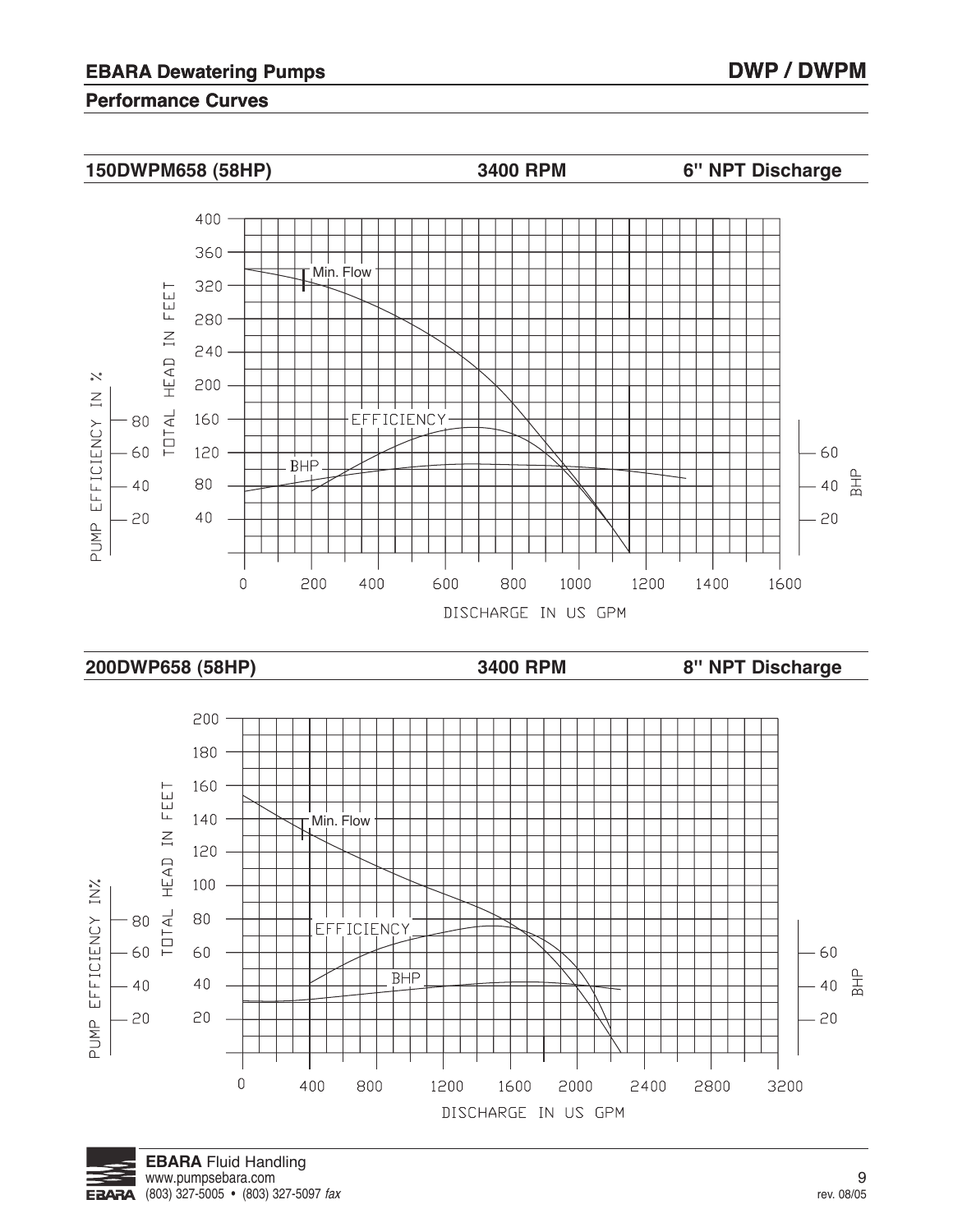## EBARA Dewatering Pumps

## DWP / DWPM

### Performance Curves

**150DWPM658 (58HP)** **3400 RPM** **6" NPT Discharge**

400
360
320
280
240
200
160
120
80
40

TOTAL HEAD IN FEET

PUMP EFFICIENCY IN %

80
60
40
20

Min. Flow

EFFICIENCY

BHP

60
40
20

BHP

0 200 400 600 800 1000 1200 1400 1600

DISCHARGE IN US GPM

**200DWP658 (58HP)** **3400 RPM** **8" NPT Discharge**

200
180
160
140
120
100
80
60
40
20

TOTAL HEAD IN FEET

PUMP EFFICIENCY IN%

80
60
40
20

Min. Flow

EFFICIENCY

BHP

60
40
20

BHP

0 400 800 1200 1600 2000 2400 2800 3200

DISCHARGE IN US GPM

**EBARA** Fluid Handling
www.pumpsebara.com
(803) 327-5005 • (803) 327-5097 *fax*

rev. 08/05